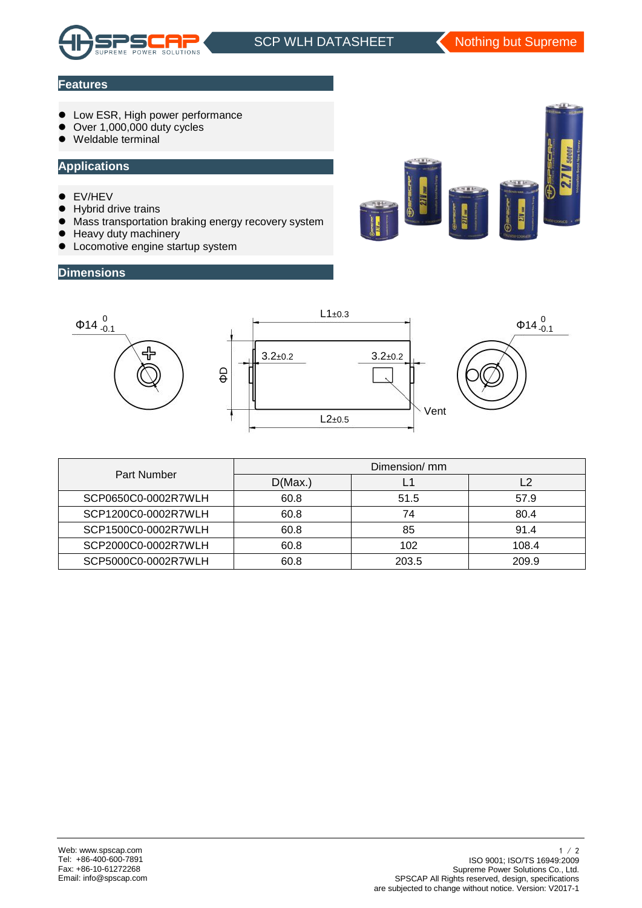SCP WLH DATASHEET

Nothing but Supreme

## Features

- Low ESR, High power performance
- Over 1,000,000 duty cycles
- Weldable terminal

## Applications

- EV/HEV
- Hybrid drive trains
- Mass transportation braking energy recovery system
- Heavy duty machinery
- Locomotive engine startup system

## Dimensions

Φ14 $^{0}_{-0.1}$

L1±0.3

3.2±0.2

3.2±0.2

ΦD

Vent

L2±0.5

Φ14 $^{0}_{-0.1}$

| Part Number | Dimension/ mm | | |
|---|---|---|---|
| | D(Max.) | L1 | L2 |
| SCP0650C0-0002R7WLH | 60.8 | 51.5 | 57.9 |
| SCP1200C0-0002R7WLH | 60.8 | 74 | 80.4 |
| SCP1500C0-0002R7WLH | 60.8 | 85 | 91.4 |
| SCP2000C0-0002R7WLH | 60.8 | 102 | 108.4 |
| SCP5000C0-0002R7WLH | 60.8 | 203.5 | 209.9 |

Web: www.spscap.com
Tel: +86-400-600-7891
Fax: +86-10-61272268
Email: info@spscap.com

ISO 9001; ISO/TS 16949:2009
Supreme Power Solutions Co., Ltd.
SPSCAP All Rights reserved, design, specifications are subjected to change without notice. Version: V2017-1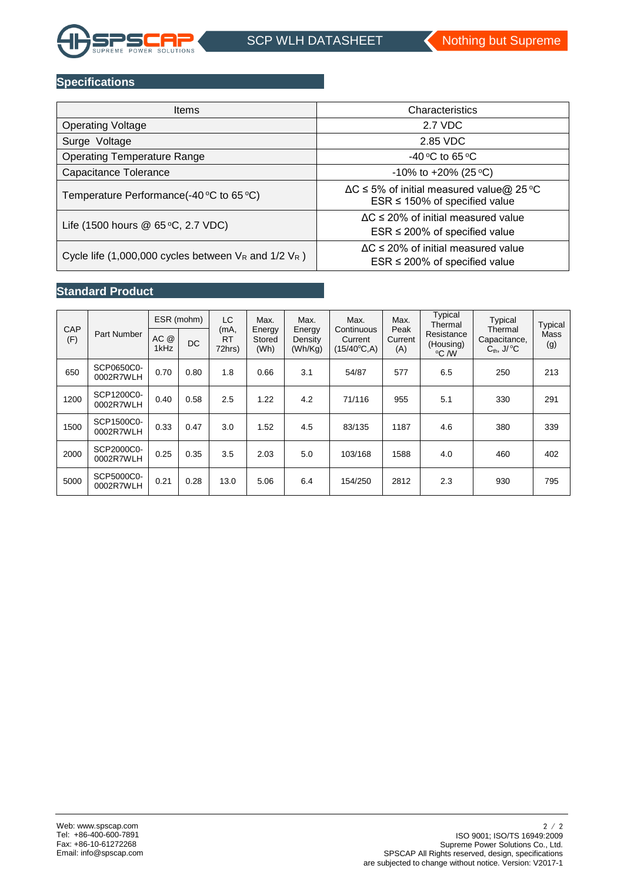## Specifications

| Items | Characteristics |
|---|---|
| Operating Voltage | 2.7 VDC |
| Surge Voltage | 2.85 VDC |
| Operating Temperature Range | -40 ºC to 65 ºC |
| Capacitance Tolerance | -10% to +20% (25 ºC) |
| Temperature Performance(-40 ºC to 65 ºC) | ΔC ≤ 5% of initial measured value@ 25 ºC<br>ESR ≤ 150% of specified value |
| Life (1500 hours @ 65 ºC, 2.7 VDC) | ΔC ≤ 20% of initial measured value<br>ESR ≤ 200% of specified value |
| Cycle life (1,000,000 cycles between $V_R$ and 1/2 $V_R$ ) | ΔC ≤ 20% of initial measured value<br>ESR ≤ 200% of specified value |

## Standard Product

| CAP (F) | Part Number | ESR (mohm) | | LC (mA, RT 72hrs) | Max. Energy Stored (Wh) | Max. Energy Density (Wh/Kg) | Max. Continuous Current (15/40ºC,A) | Max. Peak Current (A) | Typical Thermal Resistance (Housing) ºC /W | Typical Thermal Capacitance, $C_{th}$, J/ºC | Typical Mass (g) |
|---|---|---|---|---|---|---|---|---|---|---|---|
| | | AC @ 1kHz | DC | | | | | | | | |
| 650 | SCP0650C0-0002R7WLH | 0.70 | 0.80 | 1.8 | 0.66 | 3.1 | 54/87 | 577 | 6.5 | 250 | 213 |
| 1200 | SCP1200C0-0002R7WLH | 0.40 | 0.58 | 2.5 | 1.22 | 4.2 | 71/116 | 955 | 5.1 | 330 | 291 |
| 1500 | SCP1500C0-0002R7WLH | 0.33 | 0.47 | 3.0 | 1.52 | 4.5 | 83/135 | 1187 | 4.6 | 380 | 339 |
| 2000 | SCP2000C0-0002R7WLH | 0.25 | 0.35 | 3.5 | 2.03 | 5.0 | 103/168 | 1588 | 4.0 | 460 | 402 |
| 5000 | SCP5000C0-0002R7WLH | 0.21 | 0.28 | 13.0 | 5.06 | 6.4 | 154/250 | 2812 | 2.3 | 930 | 795 |

Web: www.spscap.com
Tel: +86-400-600-7891
Fax: +86-10-61272268
Email: info@spscap.com

ISO 9001; ISO/TS 16949:2009
Supreme Power Solutions Co., Ltd.
SPSCAP All Rights reserved, design, specifications are subjected to change without notice. Version: V2017-1